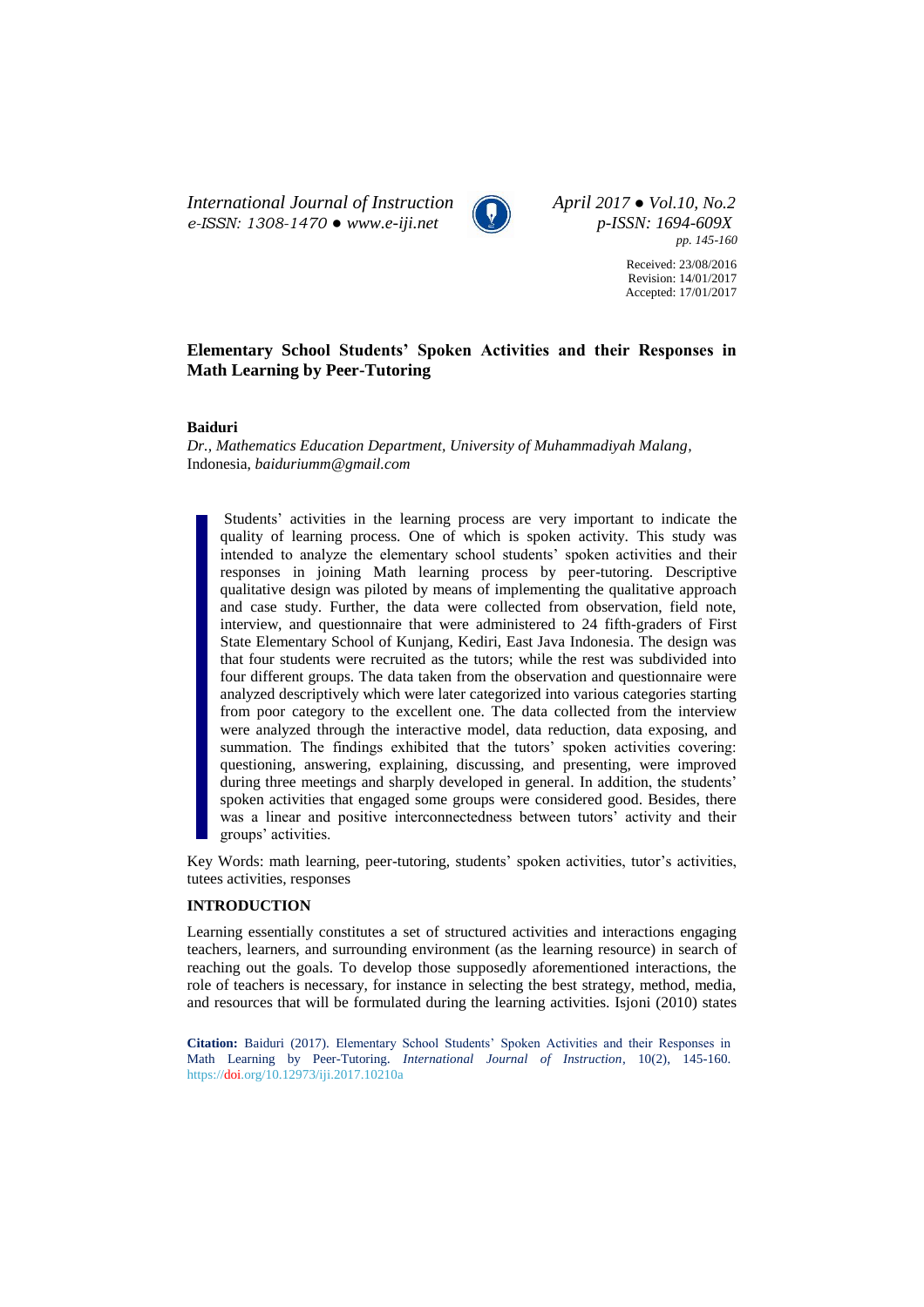Received: 23/08/2016
Revision: 14/01/2017
Accepted: 17/01/2017

# Elementary School Students' Spoken Activities and their Responses in Math Learning by Peer-Tutoring

**Baiduri**

*Dr., Mathematics Education Department, University of Muhammadiyah Malang*, Indonesia, *baiduriumm@gmail.com*

Students' activities in the learning process are very important to indicate the quality of learning process. One of which is spoken activity. This study was intended to analyze the elementary school students' spoken activities and their responses in joining Math learning process by peer-tutoring. Descriptive qualitative design was piloted by means of implementing the qualitative approach and case study. Further, the data were collected from observation, field note, interview, and questionnaire that were administered to 24 fifth-graders of First State Elementary School of Kunjang, Kediri, East Java Indonesia. The design was that four students were recruited as the tutors; while the rest was subdivided into four different groups. The data taken from the observation and questionnaire were analyzed descriptively which were later categorized into various categories starting from poor category to the excellent one. The data collected from the interview were analyzed through the interactive model, data reduction, data exposing, and summation. The findings exhibited that the tutors' spoken activities covering: questioning, answering, explaining, discussing, and presenting, were improved during three meetings and sharply developed in general. In addition, the students' spoken activities that engaged some groups were considered good. Besides, there was a linear and positive interconnectedness between tutors' activity and their groups' activities.

Key Words: math learning, peer-tutoring, students' spoken activities, tutor's activities, tutees activities, responses

## INTRODUCTION

Learning essentially constitutes a set of structured activities and interactions engaging teachers, learners, and surrounding environment (as the learning resource) in search of reaching out the goals. To develop those supposedly aforementioned interactions, the role of teachers is necessary, for instance in selecting the best strategy, method, media, and resources that will be formulated during the learning activities. Isjoni (2010) states

**Citation:** Baiduri (2017). Elementary School Students' Spoken Activities and their Responses in Math Learning by Peer-Tutoring. *International Journal of Instruction*, 10(2), 145-160. https://doi.org/10.12973/iji.2017.10210a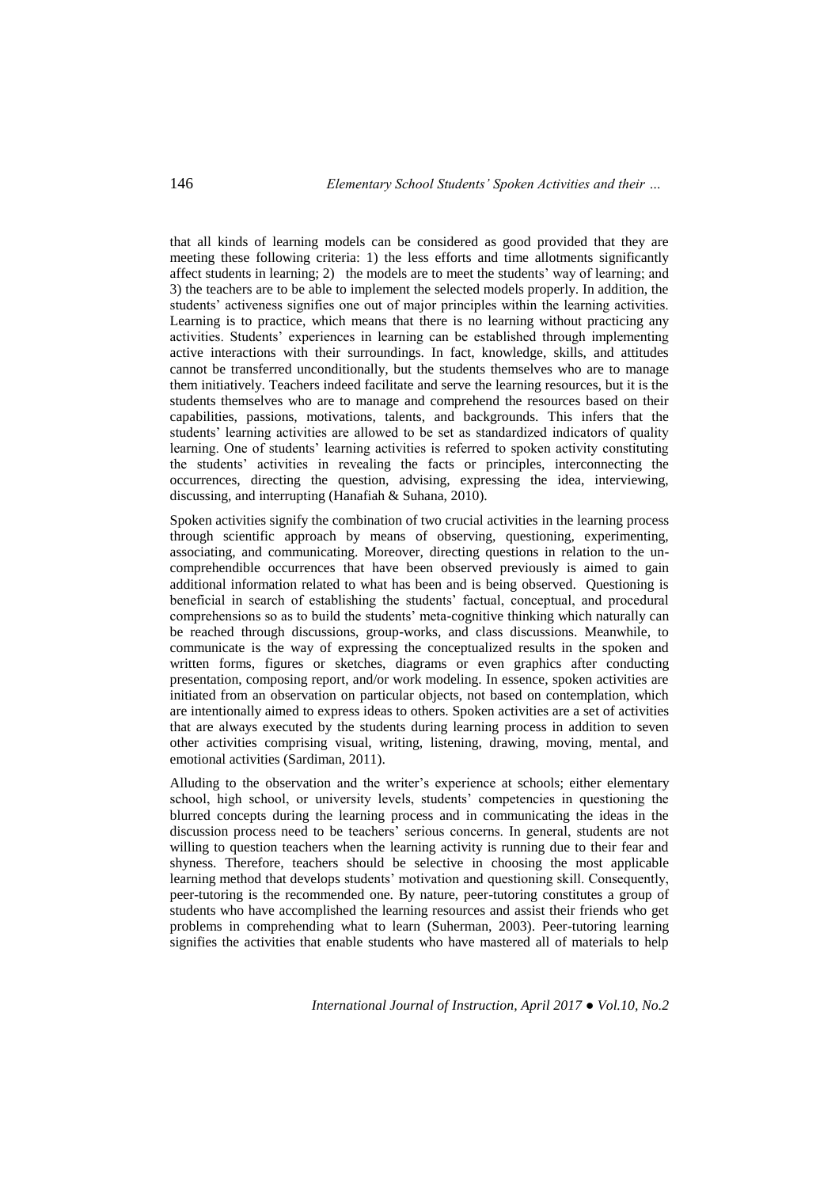that all kinds of learning models can be considered as good provided that they are meeting these following criteria: 1) the less efforts and time allotments significantly affect students in learning; 2) the models are to meet the students' way of learning; and 3) the teachers are to be able to implement the selected models properly. In addition, the students' activeness signifies one out of major principles within the learning activities. Learning is to practice, which means that there is no learning without practicing any activities. Students' experiences in learning can be established through implementing active interactions with their surroundings. In fact, knowledge, skills, and attitudes cannot be transferred unconditionally, but the students themselves who are to manage them initiatively. Teachers indeed facilitate and serve the learning resources, but it is the students themselves who are to manage and comprehend the resources based on their capabilities, passions, motivations, talents, and backgrounds. This infers that the students' learning activities are allowed to be set as standardized indicators of quality learning. One of students' learning activities is referred to spoken activity constituting the students' activities in revealing the facts or principles, interconnecting the occurrences, directing the question, advising, expressing the idea, interviewing, discussing, and interrupting (Hanafiah & Suhana, 2010).

Spoken activities signify the combination of two crucial activities in the learning process through scientific approach by means of observing, questioning, experimenting, associating, and communicating. Moreover, directing questions in relation to the un-comprehendible occurrences that have been observed previously is aimed to gain additional information related to what has been and is being observed. Questioning is beneficial in search of establishing the students' factual, conceptual, and procedural comprehensions so as to build the students' meta-cognitive thinking which naturally can be reached through discussions, group-works, and class discussions. Meanwhile, to communicate is the way of expressing the conceptualized results in the spoken and written forms, figures or sketches, diagrams or even graphics after conducting presentation, composing report, and/or work modeling. In essence, spoken activities are initiated from an observation on particular objects, not based on contemplation, which are intentionally aimed to express ideas to others. Spoken activities are a set of activities that are always executed by the students during learning process in addition to seven other activities comprising visual, writing, listening, drawing, moving, mental, and emotional activities (Sardiman, 2011).

Alluding to the observation and the writer's experience at schools; either elementary school, high school, or university levels, students' competencies in questioning the blurred concepts during the learning process and in communicating the ideas in the discussion process need to be teachers' serious concerns. In general, students are not willing to question teachers when the learning activity is running due to their fear and shyness. Therefore, teachers should be selective in choosing the most applicable learning method that develops students' motivation and questioning skill. Consequently, peer-tutoring is the recommended one. By nature, peer-tutoring constitutes a group of students who have accomplished the learning resources and assist their friends who get problems in comprehending what to learn (Suherman, 2003). Peer-tutoring learning signifies the activities that enable students who have mastered all of materials to help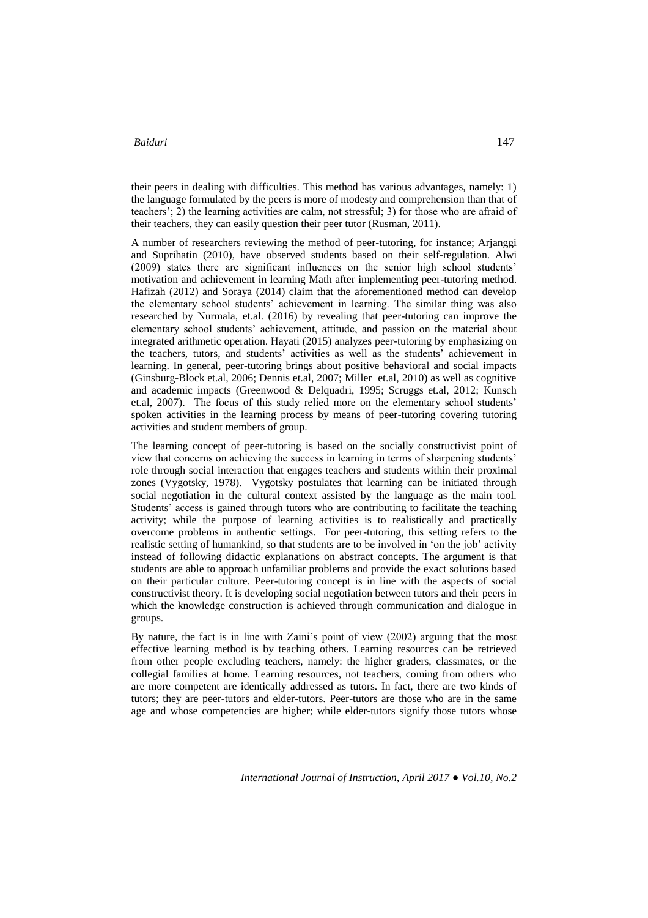their peers in dealing with difficulties. This method has various advantages, namely: 1) the language formulated by the peers is more of modesty and comprehension than that of teachers'; 2) the learning activities are calm, not stressful; 3) for those who are afraid of their teachers, they can easily question their peer tutor (Rusman, 2011).

A number of researchers reviewing the method of peer-tutoring, for instance; Arjanggi and Suprihatin (2010), have observed students based on their self-regulation. Alwi (2009) states there are significant influences on the senior high school students' motivation and achievement in learning Math after implementing peer-tutoring method. Hafizah (2012) and Soraya (2014) claim that the aforementioned method can develop the elementary school students' achievement in learning. The similar thing was also researched by Nurmala, et.al. (2016) by revealing that peer-tutoring can improve the elementary school students' achievement, attitude, and passion on the material about integrated arithmetic operation. Hayati (2015) analyzes peer-tutoring by emphasizing on the teachers, tutors, and students' activities as well as the students' achievement in learning. In general, peer-tutoring brings about positive behavioral and social impacts (Ginsburg-Block et.al, 2006; Dennis et.al, 2007; Miller et.al, 2010) as well as cognitive and academic impacts (Greenwood & Delquadri, 1995; Scruggs et.al, 2012; Kunsch et.al, 2007). The focus of this study relied more on the elementary school students' spoken activities in the learning process by means of peer-tutoring covering tutoring activities and student members of group.

The learning concept of peer-tutoring is based on the socially constructivist point of view that concerns on achieving the success in learning in terms of sharpening students' role through social interaction that engages teachers and students within their proximal zones (Vygotsky, 1978). Vygotsky postulates that learning can be initiated through social negotiation in the cultural context assisted by the language as the main tool. Students' access is gained through tutors who are contributing to facilitate the teaching activity; while the purpose of learning activities is to realistically and practically overcome problems in authentic settings. For peer-tutoring, this setting refers to the realistic setting of humankind, so that students are to be involved in 'on the job' activity instead of following didactic explanations on abstract concepts. The argument is that students are able to approach unfamiliar problems and provide the exact solutions based on their particular culture. Peer-tutoring concept is in line with the aspects of social constructivist theory. It is developing social negotiation between tutors and their peers in which the knowledge construction is achieved through communication and dialogue in groups.

By nature, the fact is in line with Zaini's point of view (2002) arguing that the most effective learning method is by teaching others. Learning resources can be retrieved from other people excluding teachers, namely: the higher graders, classmates, or the collegial families at home. Learning resources, not teachers, coming from others who are more competent are identically addressed as tutors. In fact, there are two kinds of tutors; they are peer-tutors and elder-tutors. Peer-tutors are those who are in the same age and whose competencies are higher; while elder-tutors signify those tutors whose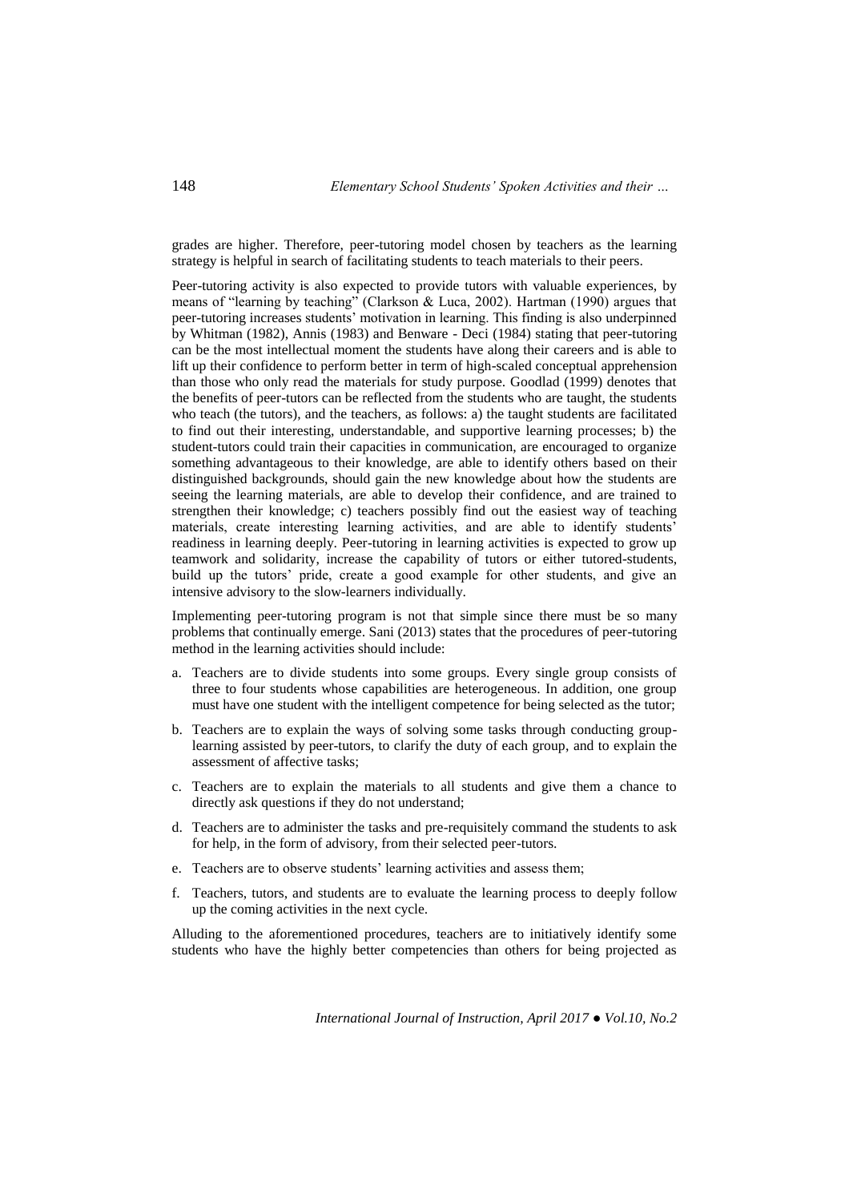grades are higher. Therefore, peer-tutoring model chosen by teachers as the learning strategy is helpful in search of facilitating students to teach materials to their peers.

Peer-tutoring activity is also expected to provide tutors with valuable experiences, by means of "learning by teaching" (Clarkson & Luca, 2002). Hartman (1990) argues that peer-tutoring increases students' motivation in learning. This finding is also underpinned by Whitman (1982), Annis (1983) and Benware - Deci (1984) stating that peer-tutoring can be the most intellectual moment the students have along their careers and is able to lift up their confidence to perform better in term of high-scaled conceptual apprehension than those who only read the materials for study purpose. Goodlad (1999) denotes that the benefits of peer-tutors can be reflected from the students who are taught, the students who teach (the tutors), and the teachers, as follows: a) the taught students are facilitated to find out their interesting, understandable, and supportive learning processes; b) the student-tutors could train their capacities in communication, are encouraged to organize something advantageous to their knowledge, are able to identify others based on their distinguished backgrounds, should gain the new knowledge about how the students are seeing the learning materials, are able to develop their confidence, and are trained to strengthen their knowledge; c) teachers possibly find out the easiest way of teaching materials, create interesting learning activities, and are able to identify students' readiness in learning deeply. Peer-tutoring in learning activities is expected to grow up teamwork and solidarity, increase the capability of tutors or either tutored-students, build up the tutors' pride, create a good example for other students, and give an intensive advisory to the slow-learners individually.

Implementing peer-tutoring program is not that simple since there must be so many problems that continually emerge. Sani (2013) states that the procedures of peer-tutoring method in the learning activities should include:

a. Teachers are to divide students into some groups. Every single group consists of three to four students whose capabilities are heterogeneous. In addition, one group must have one student with the intelligent competence for being selected as the tutor;

b. Teachers are to explain the ways of solving some tasks through conducting group-learning assisted by peer-tutors, to clarify the duty of each group, and to explain the assessment of affective tasks;

c. Teachers are to explain the materials to all students and give them a chance to directly ask questions if they do not understand;

d. Teachers are to administer the tasks and pre-requisitely command the students to ask for help, in the form of advisory, from their selected peer-tutors.

e. Teachers are to observe students' learning activities and assess them;

f. Teachers, tutors, and students are to evaluate the learning process to deeply follow up the coming activities in the next cycle.

Alluding to the aforementioned procedures, teachers are to initiatively identify some students who have the highly better competencies than others for being projected as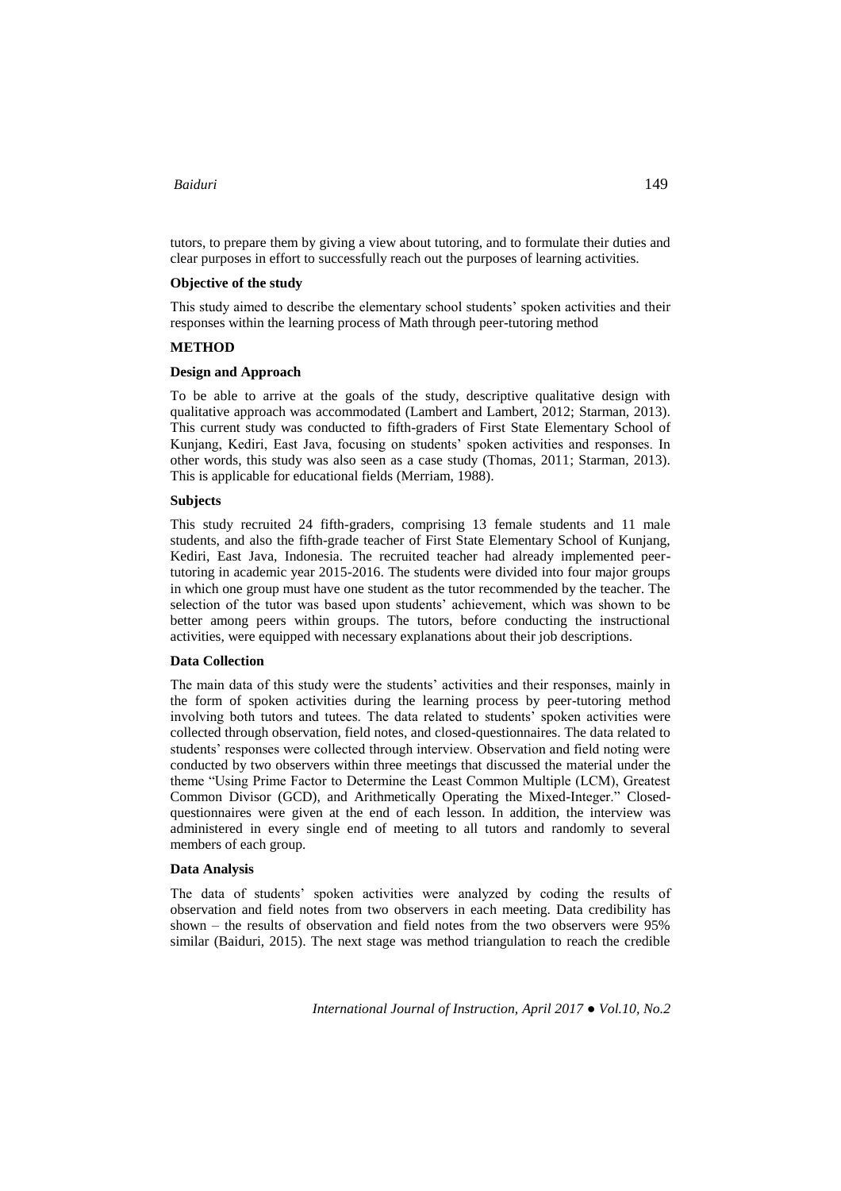tutors, to prepare them by giving a view about tutoring, and to formulate their duties and clear purposes in effort to successfully reach out the purposes of learning activities.

### Objective of the study

This study aimed to describe the elementary school students' spoken activities and their responses within the learning process of Math through peer-tutoring method

## METHOD

### Design and Approach

To be able to arrive at the goals of the study, descriptive qualitative design with qualitative approach was accommodated (Lambert and Lambert, 2012; Starman, 2013). This current study was conducted to fifth-graders of First State Elementary School of Kunjang, Kediri, East Java, focusing on students' spoken activities and responses. In other words, this study was also seen as a case study (Thomas, 2011; Starman, 2013). This is applicable for educational fields (Merriam, 1988).

### Subjects

This study recruited 24 fifth-graders, comprising 13 female students and 11 male students, and also the fifth-grade teacher of First State Elementary School of Kunjang, Kediri, East Java, Indonesia. The recruited teacher had already implemented peer-tutoring in academic year 2015-2016. The students were divided into four major groups in which one group must have one student as the tutor recommended by the teacher. The selection of the tutor was based upon students' achievement, which was shown to be better among peers within groups. The tutors, before conducting the instructional activities, were equipped with necessary explanations about their job descriptions.

### Data Collection

The main data of this study were the students' activities and their responses, mainly in the form of spoken activities during the learning process by peer-tutoring method involving both tutors and tutees. The data related to students' spoken activities were collected through observation, field notes, and closed-questionnaires. The data related to students' responses were collected through interview. Observation and field noting were conducted by two observers within three meetings that discussed the material under the theme "Using Prime Factor to Determine the Least Common Multiple (LCM), Greatest Common Divisor (GCD), and Arithmetically Operating the Mixed-Integer." Closed-questionnaires were given at the end of each lesson. In addition, the interview was administered in every single end of meeting to all tutors and randomly to several members of each group.

### Data Analysis

The data of students' spoken activities were analyzed by coding the results of observation and field notes from two observers in each meeting. Data credibility has shown – the results of observation and field notes from the two observers were 95% similar (Baiduri, 2015). The next stage was method triangulation to reach the credible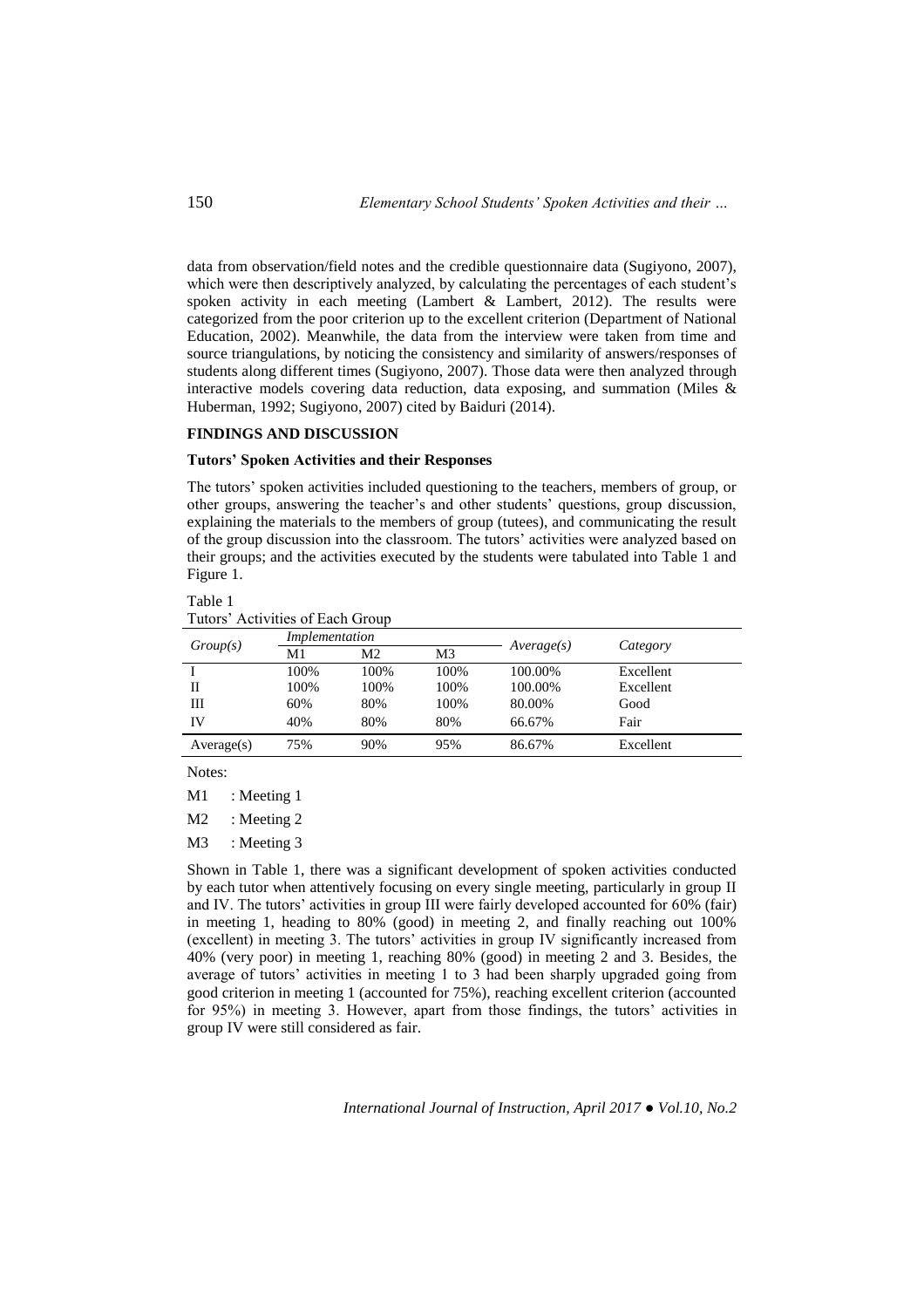data from observation/field notes and the credible questionnaire data (Sugiyono, 2007), which were then descriptively analyzed, by calculating the percentages of each student's spoken activity in each meeting (Lambert & Lambert, 2012). The results were categorized from the poor criterion up to the excellent criterion (Department of National Education, 2002). Meanwhile, the data from the interview were taken from time and source triangulations, by noticing the consistency and similarity of answers/responses of students along different times (Sugiyono, 2007). Those data were then analyzed through interactive models covering data reduction, data exposing, and summation (Miles & Huberman, 1992; Sugiyono, 2007) cited by Baiduri (2014).

## FINDINGS AND DISCUSSION

### Tutors' Spoken Activities and their Responses

The tutors' spoken activities included questioning to the teachers, members of group, or other groups, answering the teacher's and other students' questions, group discussion, explaining the materials to the members of group (tutees), and communicating the result of the group discussion into the classroom. The tutors' activities were analyzed based on their groups; and the activities executed by the students were tabulated into Table 1 and Figure 1.

Table 1
Tutors' Activities of Each Group

| *Group(s)* | *Implementation* | | | *Average(s)* | *Category* |
|---|---|---|---|---|---|
| | M1 | M2 | M3 | | |
| I | 100% | 100% | 100% | 100.00% | Excellent |
| II | 100% | 100% | 100% | 100.00% | Excellent |
| III | 60% | 80% | 100% | 80.00% | Good |
| IV | 40% | 80% | 80% | 66.67% | Fair |
| Average(s) | 75% | 90% | 95% | 86.67% | Excellent |

Notes:

M1 : Meeting 1

M2 : Meeting 2

M3 : Meeting 3

Shown in Table 1, there was a significant development of spoken activities conducted by each tutor when attentively focusing on every single meeting, particularly in group II and IV. The tutors' activities in group III were fairly developed accounted for 60% (fair) in meeting 1, heading to 80% (good) in meeting 2, and finally reaching out 100% (excellent) in meeting 3. The tutors' activities in group IV significantly increased from 40% (very poor) in meeting 1, reaching 80% (good) in meeting 2 and 3. Besides, the average of tutors' activities in meeting 1 to 3 had been sharply upgraded going from good criterion in meeting 1 (accounted for 75%), reaching excellent criterion (accounted for 95%) in meeting 3. However, apart from those findings, the tutors' activities in group IV were still considered as fair.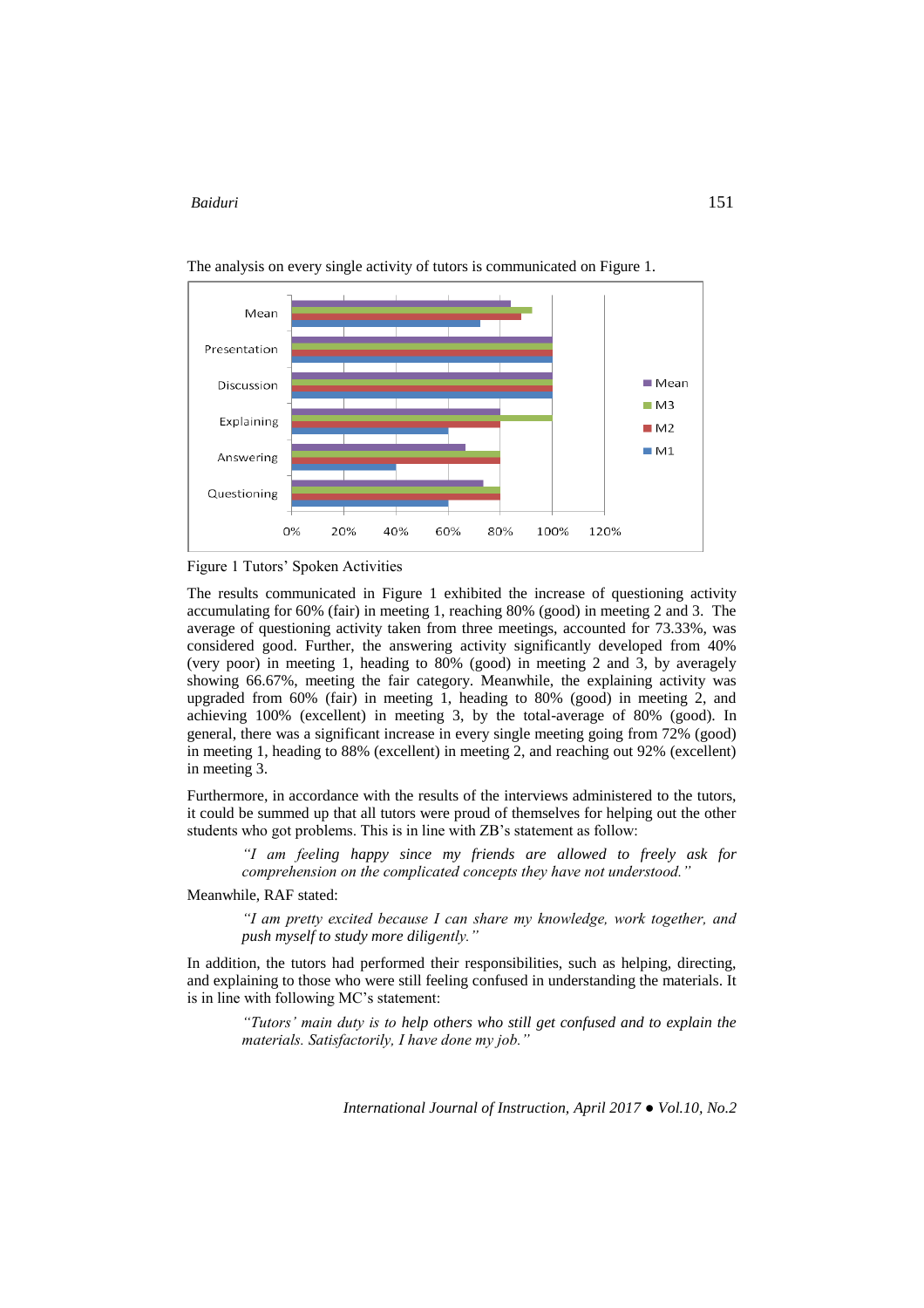The analysis on every single activity of tutors is communicated on Figure 1.

Figure 1 Tutors' Spoken Activities

The results communicated in Figure 1 exhibited the increase of questioning activity accumulating for 60% (fair) in meeting 1, reaching 80% (good) in meeting 2 and 3. The average of questioning activity taken from three meetings, accounted for 73.33%, was considered good. Further, the answering activity significantly developed from 40% (very poor) in meeting 1, heading to 80% (good) in meeting 2 and 3, by averagely showing 66.67%, meeting the fair category. Meanwhile, the explaining activity was upgraded from 60% (fair) in meeting 1, heading to 80% (good) in meeting 2, and achieving 100% (excellent) in meeting 3, by the total-average of 80% (good). In general, there was a significant increase in every single meeting going from 72% (good) in meeting 1, heading to 88% (excellent) in meeting 2, and reaching out 92% (excellent) in meeting 3.

Furthermore, in accordance with the results of the interviews administered to the tutors, it could be summed up that all tutors were proud of themselves for helping out the other students who got problems. This is in line with ZB's statement as follow:

> *"I am feeling happy since my friends are allowed to freely ask for comprehension on the complicated concepts they have not understood."*

Meanwhile, RAF stated:

> *"I am pretty excited because I can share my knowledge, work together, and push myself to study more diligently."*

In addition, the tutors had performed their responsibilities, such as helping, directing, and explaining to those who were still feeling confused in understanding the materials. It is in line with following MC's statement:

> *"Tutors' main duty is to help others who still get confused and to explain the materials. Satisfactorily, I have done my job."*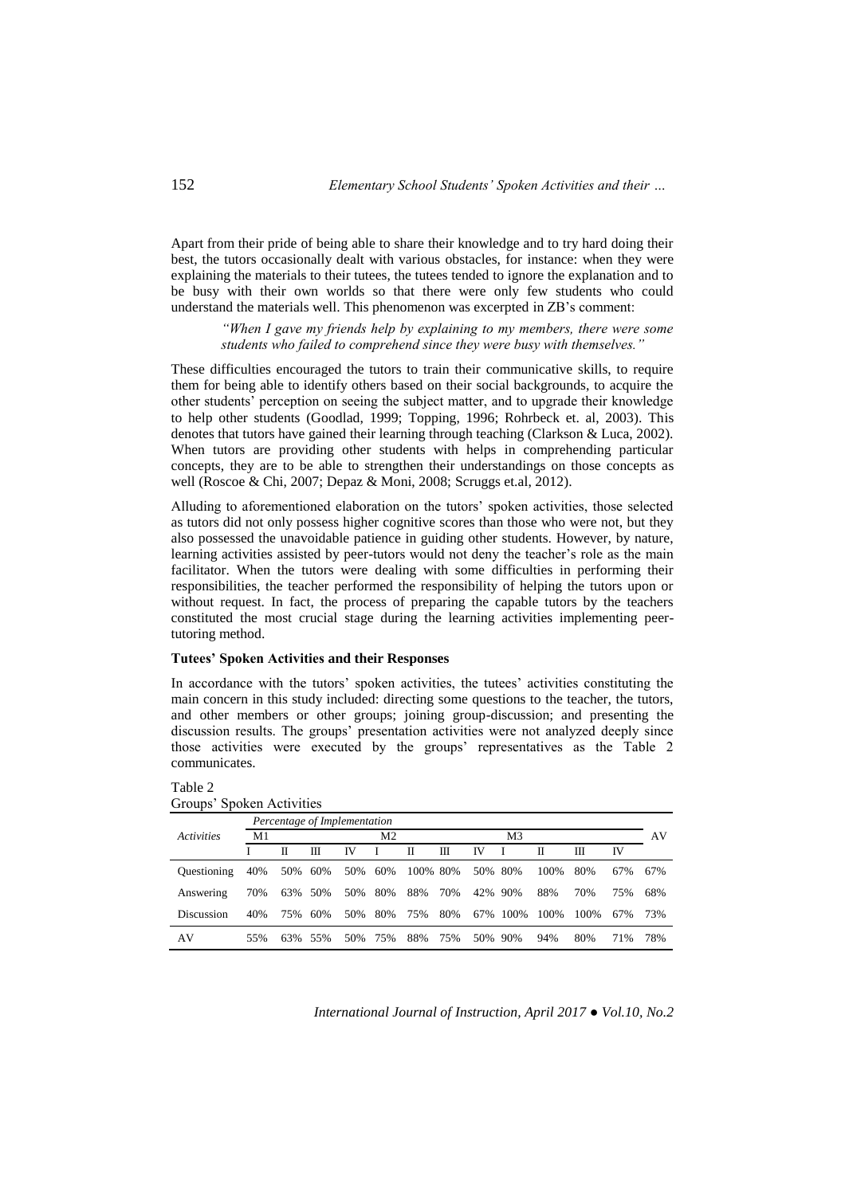Apart from their pride of being able to share their knowledge and to try hard doing their best, the tutors occasionally dealt with various obstacles, for instance: when they were explaining the materials to their tutees, the tutees tended to ignore the explanation and to be busy with their own worlds so that there were only few students who could understand the materials well. This phenomenon was excerpted in ZB's comment:

> *"When I gave my friends help by explaining to my members, there were some students who failed to comprehend since they were busy with themselves."*

These difficulties encouraged the tutors to train their communicative skills, to require them for being able to identify others based on their social backgrounds, to acquire the other students' perception on seeing the subject matter, and to upgrade their knowledge to help other students (Goodlad, 1999; Topping, 1996; Rohrbeck et. al, 2003). This denotes that tutors have gained their learning through teaching (Clarkson & Luca, 2002). When tutors are providing other students with helps in comprehending particular concepts, they are to be able to strengthen their understandings on those concepts as well (Roscoe & Chi, 2007; Depaz & Moni, 2008; Scruggs et.al, 2012).

Alluding to aforementioned elaboration on the tutors' spoken activities, those selected as tutors did not only possess higher cognitive scores than those who were not, but they also possessed the unavoidable patience in guiding other students. However, by nature, learning activities assisted by peer-tutors would not deny the teacher's role as the main facilitator. When the tutors were dealing with some difficulties in performing their responsibilities, the teacher performed the responsibility of helping the tutors upon or without request. In fact, the process of preparing the capable tutors by the teachers constituted the most crucial stage during the learning activities implementing peer-tutoring method.

**Tutees' Spoken Activities and their Responses**

In accordance with the tutors' spoken activities, the tutees' activities constituting the main concern in this study included: directing some questions to the teacher, the tutors, and other members or other groups; joining group-discussion; and presenting the discussion results. The groups' presentation activities were not analyzed deeply since those activities were executed by the groups' representatives as the Table 2 communicates.

Table 2
Groups' Spoken Activities

| *Activities* | *Percentage of Implementation* | | | | | | | | | | | | AV |
|---|---|---|---|---|---|---|---|---|---|---|---|---|---|
| | M1 | | | | M2 | | | | M3 | | | | |
| | I | II | III | IV | I | II | III | IV | I | II | III | IV | |
| Questioning | 40% | 50% | 60% | 50% | 60% | 100% | 80% | 50% | 80% | 100% | 80% | 67% | 67% |
| Answering | 70% | 63% | 50% | 50% | 80% | 88% | 70% | 42% | 90% | 88% | 70% | 75% | 68% |
| Discussion | 40% | 75% | 60% | 50% | 80% | 75% | 80% | 67% | 100% | 100% | 100% | 67% | 73% |
| AV | 55% | 63% | 55% | 50% | 75% | 88% | 75% | 50% | 90% | 94% | 80% | 71% | 78% |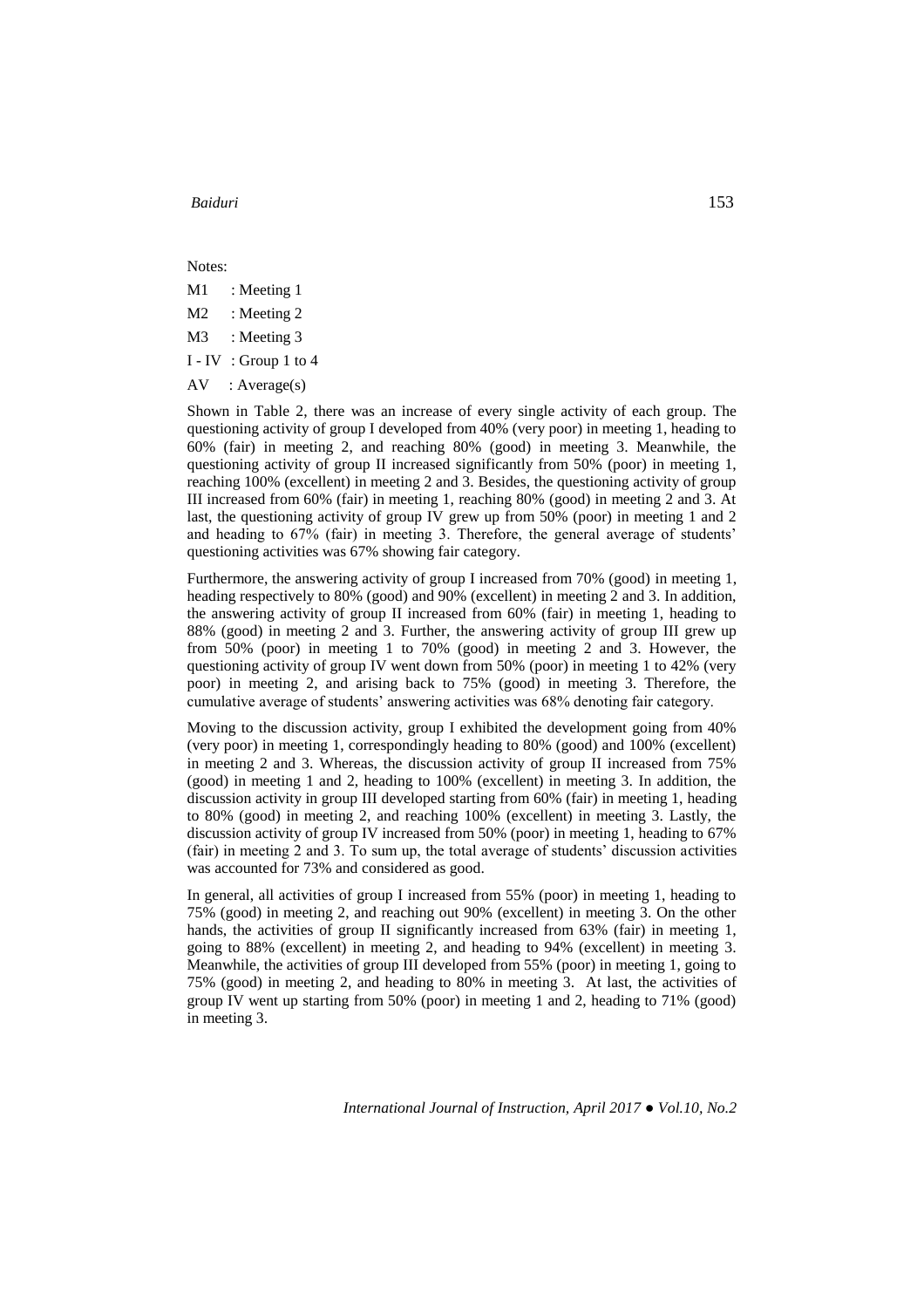Notes:

M1 : Meeting 1

M2 : Meeting 2

M3 : Meeting 3

I - IV : Group 1 to 4

AV : Average(s)

Shown in Table 2, there was an increase of every single activity of each group. The questioning activity of group I developed from 40% (very poor) in meeting 1, heading to 60% (fair) in meeting 2, and reaching 80% (good) in meeting 3. Meanwhile, the questioning activity of group II increased significantly from 50% (poor) in meeting 1, reaching 100% (excellent) in meeting 2 and 3. Besides, the questioning activity of group III increased from 60% (fair) in meeting 1, reaching 80% (good) in meeting 2 and 3. At last, the questioning activity of group IV grew up from 50% (poor) in meeting 1 and 2 and heading to 67% (fair) in meeting 3. Therefore, the general average of students' questioning activities was 67% showing fair category.

Furthermore, the answering activity of group I increased from 70% (good) in meeting 1, heading respectively to 80% (good) and 90% (excellent) in meeting 2 and 3. In addition, the answering activity of group II increased from 60% (fair) in meeting 1, heading to 88% (good) in meeting 2 and 3. Further, the answering activity of group III grew up from 50% (poor) in meeting 1 to 70% (good) in meeting 2 and 3. However, the questioning activity of group IV went down from 50% (poor) in meeting 1 to 42% (very poor) in meeting 2, and arising back to 75% (good) in meeting 3. Therefore, the cumulative average of students' answering activities was 68% denoting fair category.

Moving to the discussion activity, group I exhibited the development going from 40% (very poor) in meeting 1, correspondingly heading to 80% (good) and 100% (excellent) in meeting 2 and 3. Whereas, the discussion activity of group II increased from 75% (good) in meeting 1 and 2, heading to 100% (excellent) in meeting 3. In addition, the discussion activity in group III developed starting from 60% (fair) in meeting 1, heading to 80% (good) in meeting 2, and reaching 100% (excellent) in meeting 3. Lastly, the discussion activity of group IV increased from 50% (poor) in meeting 1, heading to 67% (fair) in meeting 2 and 3. To sum up, the total average of students' discussion activities was accounted for 73% and considered as good.

In general, all activities of group I increased from 55% (poor) in meeting 1, heading to 75% (good) in meeting 2, and reaching out 90% (excellent) in meeting 3. On the other hands, the activities of group II significantly increased from 63% (fair) in meeting 1, going to 88% (excellent) in meeting 2, and heading to 94% (excellent) in meeting 3. Meanwhile, the activities of group III developed from 55% (poor) in meeting 1, going to 75% (good) in meeting 2, and heading to 80% in meeting 3. At last, the activities of group IV went up starting from 50% (poor) in meeting 1 and 2, heading to 71% (good) in meeting 3.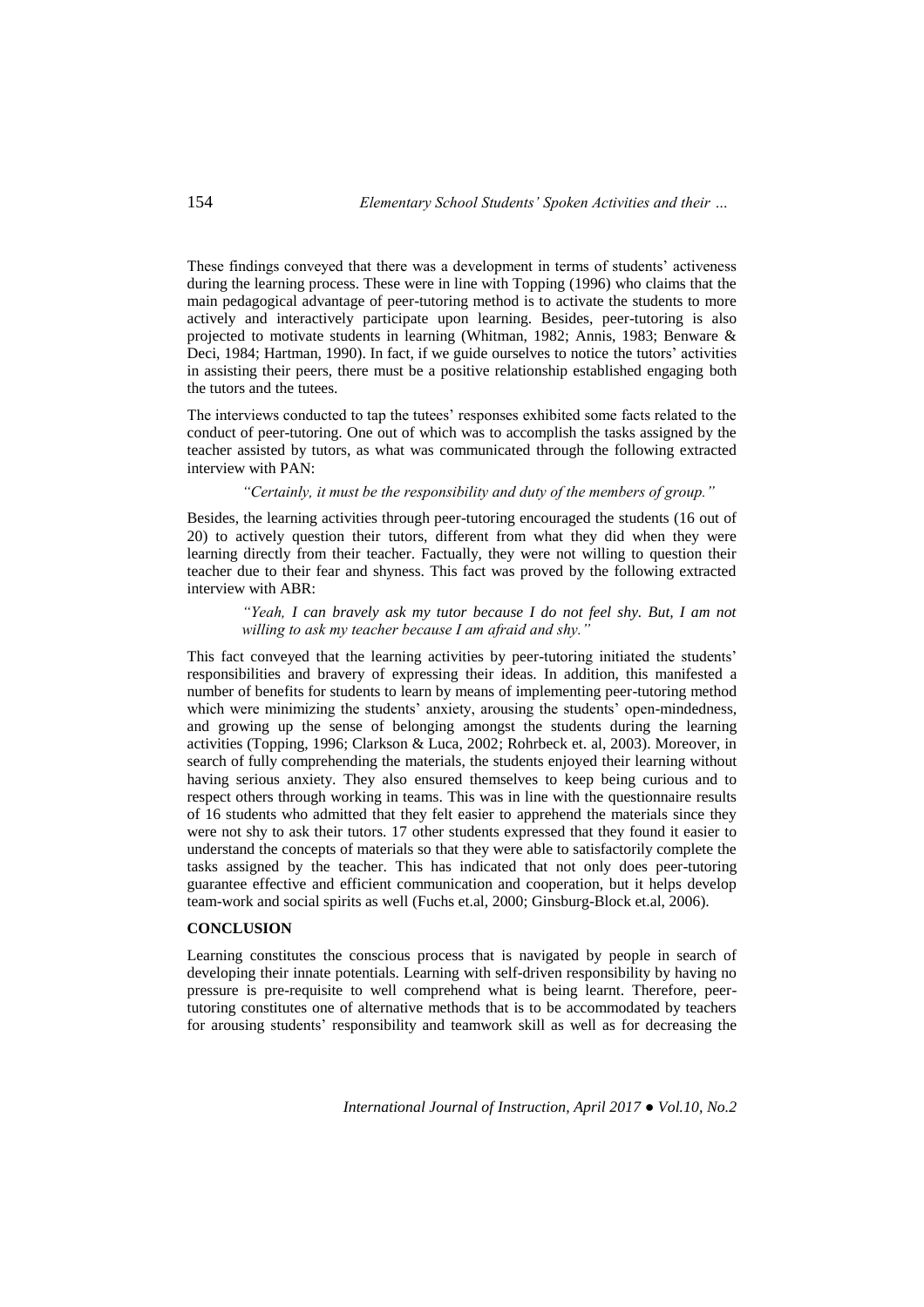These findings conveyed that there was a development in terms of students' activeness during the learning process. These were in line with Topping (1996) who claims that the main pedagogical advantage of peer-tutoring method is to activate the students to more actively and interactively participate upon learning. Besides, peer-tutoring is also projected to motivate students in learning (Whitman, 1982; Annis, 1983; Benware & Deci, 1984; Hartman, 1990). In fact, if we guide ourselves to notice the tutors' activities in assisting their peers, there must be a positive relationship established engaging both the tutors and the tutees.

The interviews conducted to tap the tutees' responses exhibited some facts related to the conduct of peer-tutoring. One out of which was to accomplish the tasks assigned by the teacher assisted by tutors, as what was communicated through the following extracted interview with PAN:

> *"Certainly, it must be the responsibility and duty of the members of group."*

Besides, the learning activities through peer-tutoring encouraged the students (16 out of 20) to actively question their tutors, different from what they did when they were learning directly from their teacher. Factually, they were not willing to question their teacher due to their fear and shyness. This fact was proved by the following extracted interview with ABR:

> *"Yeah, I can bravely ask my tutor because I do not feel shy. But, I am not willing to ask my teacher because I am afraid and shy."*

This fact conveyed that the learning activities by peer-tutoring initiated the students' responsibilities and bravery of expressing their ideas. In addition, this manifested a number of benefits for students to learn by means of implementing peer-tutoring method which were minimizing the students' anxiety, arousing the students' open-mindedness, and growing up the sense of belonging amongst the students during the learning activities (Topping, 1996; Clarkson & Luca, 2002; Rohrbeck et. al, 2003). Moreover, in search of fully comprehending the materials, the students enjoyed their learning without having serious anxiety. They also ensured themselves to keep being curious and to respect others through working in teams. This was in line with the questionnaire results of 16 students who admitted that they felt easier to apprehend the materials since they were not shy to ask their tutors. 17 other students expressed that they found it easier to understand the concepts of materials so that they were able to satisfactorily complete the tasks assigned by the teacher. This has indicated that not only does peer-tutoring guarantee effective and efficient communication and cooperation, but it helps develop team-work and social spirits as well (Fuchs et.al, 2000; Ginsburg-Block et.al, 2006).

## CONCLUSION

Learning constitutes the conscious process that is navigated by people in search of developing their innate potentials. Learning with self-driven responsibility by having no pressure is pre-requisite to well comprehend what is being learnt. Therefore, peer-tutoring constitutes one of alternative methods that is to be accommodated by teachers for arousing students' responsibility and teamwork skill as well as for decreasing the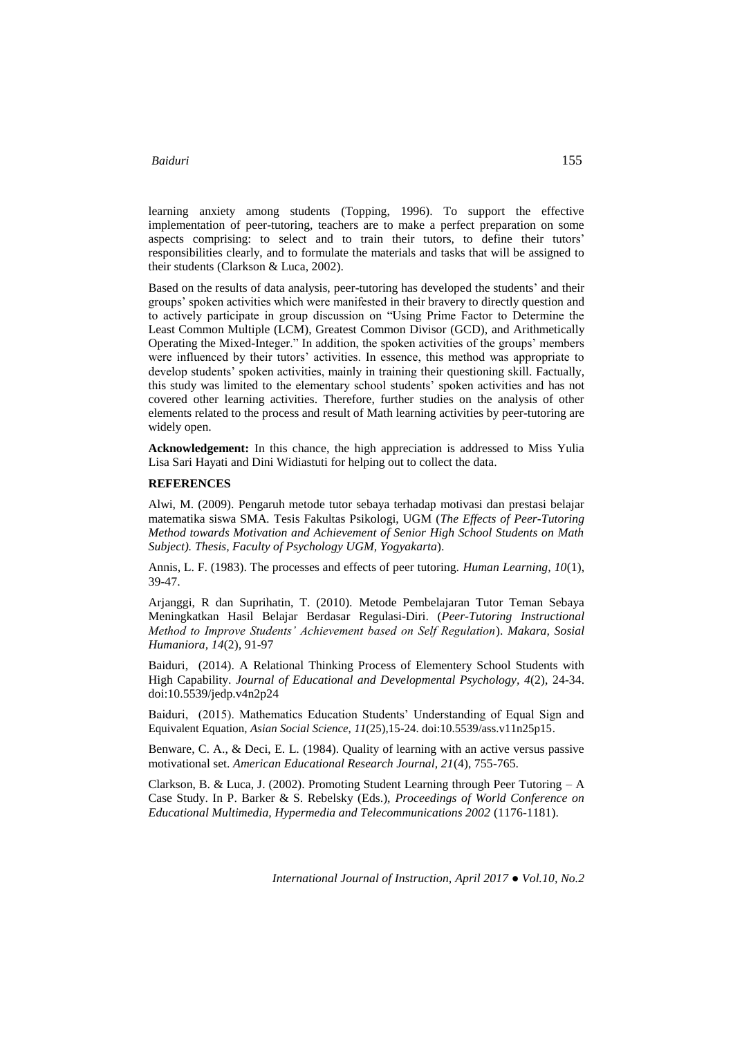learning anxiety among students (Topping, 1996). To support the effective implementation of peer-tutoring, teachers are to make a perfect preparation on some aspects comprising: to select and to train their tutors, to define their tutors' responsibilities clearly, and to formulate the materials and tasks that will be assigned to their students (Clarkson & Luca, 2002).

Based on the results of data analysis, peer-tutoring has developed the students' and their groups' spoken activities which were manifested in their bravery to directly question and to actively participate in group discussion on "Using Prime Factor to Determine the Least Common Multiple (LCM), Greatest Common Divisor (GCD), and Arithmetically Operating the Mixed-Integer." In addition, the spoken activities of the groups' members were influenced by their tutors' activities. In essence, this method was appropriate to develop students' spoken activities, mainly in training their questioning skill. Factually, this study was limited to the elementary school students' spoken activities and has not covered other learning activities. Therefore, further studies on the analysis of other elements related to the process and result of Math learning activities by peer-tutoring are widely open.

**Acknowledgement:** In this chance, the high appreciation is addressed to Miss Yulia Lisa Sari Hayati and Dini Widiastuti for helping out to collect the data.

## REFERENCES

Alwi, M. (2009). Pengaruh metode tutor sebaya terhadap motivasi dan prestasi belajar matematika siswa SMA. Tesis Fakultas Psikologi, UGM (*The Effects of Peer-Tutoring Method towards Motivation and Achievement of Senior High School Students on Math Subject). Thesis, Faculty of Psychology UGM, Yogyakarta*).

Annis, L. F. (1983). The processes and effects of peer tutoring. *Human Learning, 10*(1), 39-47.

Arjanggi, R dan Suprihatin, T. (2010). Metode Pembelajaran Tutor Teman Sebaya Meningkatkan Hasil Belajar Berdasar Regulasi-Diri. (*Peer-Tutoring Instructional Method to Improve Students' Achievement based on Self Regulation*). *Makara, Sosial Humaniora, 14*(2), 91-97

Baiduri, (2014). A Relational Thinking Process of Elementery School Students with High Capability. *Journal of Educational and Developmental Psychology, 4*(2), 24-34. doi:10.5539/jedp.v4n2p24

Baiduri, (2015). Mathematics Education Students' Understanding of Equal Sign and Equivalent Equation, *Asian Social Science, 11*(25),15-24. doi:10.5539/ass.v11n25p15.

Benware, C. A., & Deci, E. L. (1984). Quality of learning with an active versus passive motivational set. *American Educational Research Journal, 21*(4), 755-765.

Clarkson, B. & Luca, J. (2002). Promoting Student Learning through Peer Tutoring – A Case Study. In P. Barker & S. Rebelsky (Eds.), *Proceedings of World Conference on Educational Multimedia, Hypermedia and Telecommunications 2002* (1176-1181).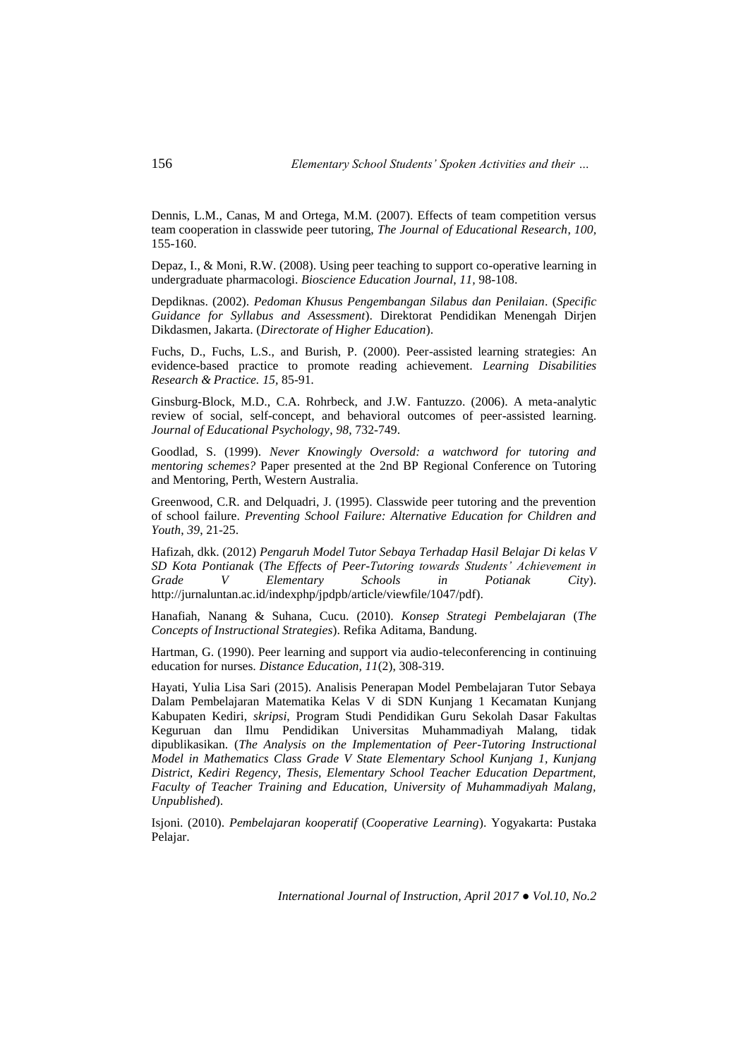Dennis, L.M., Canas, M and Ortega, M.M. (2007). Effects of team competition versus team cooperation in classwide peer tutoring, *The Journal of Educational Research*, *100*, 155-160.

Depaz, I., & Moni, R.W. (2008). Using peer teaching to support co-operative learning in undergraduate pharmacologi. *Bioscience Education Journal*, *11*, 98-108.

Depdiknas. (2002). *Pedoman Khusus Pengembangan Silabus dan Penilaian*. (*Specific Guidance for Syllabus and Assessment*). Direktorat Pendidikan Menengah Dirjen Dikdasmen, Jakarta. (*Directorate of Higher Education*).

Fuchs, D., Fuchs, L.S., and Burish, P. (2000). Peer-assisted learning strategies: An evidence-based practice to promote reading achievement. *Learning Disabilities Research & Practice. 15*, 85-91.

Ginsburg-Block, M.D., C.A. Rohrbeck, and J.W. Fantuzzo. (2006). A meta-analytic review of social, self-concept, and behavioral outcomes of peer-assisted learning. *Journal of Educational Psychology*, *98*, 732-749.

Goodlad, S. (1999). *Never Knowingly Oversold: a watchword for tutoring and mentoring schemes?* Paper presented at the 2nd BP Regional Conference on Tutoring and Mentoring, Perth, Western Australia.

Greenwood, C.R. and Delquadri, J. (1995). Classwide peer tutoring and the prevention of school failure. *Preventing School Failure: Alternative Education for Children and Youth*, *39*, 21-25.

Hafizah, dkk. (2012) *Pengaruh Model Tutor Sebaya Terhadap Hasil Belajar Di kelas V SD Kota Pontianak* (*The Effects of Peer-Tutoring towards Students' Achievement in Grade V Elementary Schools in Potianak City*). http://jurnaluntan.ac.id/indexphp/jpdpb/article/viewfile/1047/pdf).

Hanafiah, Nanang & Suhana, Cucu. (2010). *Konsep Strategi Pembelajaran* (*The Concepts of Instructional Strategies*). Refika Aditama, Bandung.

Hartman, G. (1990). Peer learning and support via audio-teleconferencing in continuing education for nurses. *Distance Education*, *11*(2), 308-319.

Hayati, Yulia Lisa Sari (2015). Analisis Penerapan Model Pembelajaran Tutor Sebaya Dalam Pembelajaran Matematika Kelas V di SDN Kunjang 1 Kecamatan Kunjang Kabupaten Kediri, *skripsi*, Program Studi Pendidikan Guru Sekolah Dasar Fakultas Keguruan dan Ilmu Pendidikan Universitas Muhammadiyah Malang, tidak dipublikasikan. (*The Analysis on the Implementation of Peer-Tutoring Instructional Model in Mathematics Class Grade V State Elementary School Kunjang 1, Kunjang District, Kediri Regency, Thesis, Elementary School Teacher Education Department, Faculty of Teacher Training and Education, University of Muhammadiyah Malang, Unpublished*).

Isjoni. (2010). *Pembelajaran kooperatif* (*Cooperative Learning*). Yogyakarta: Pustaka Pelajar.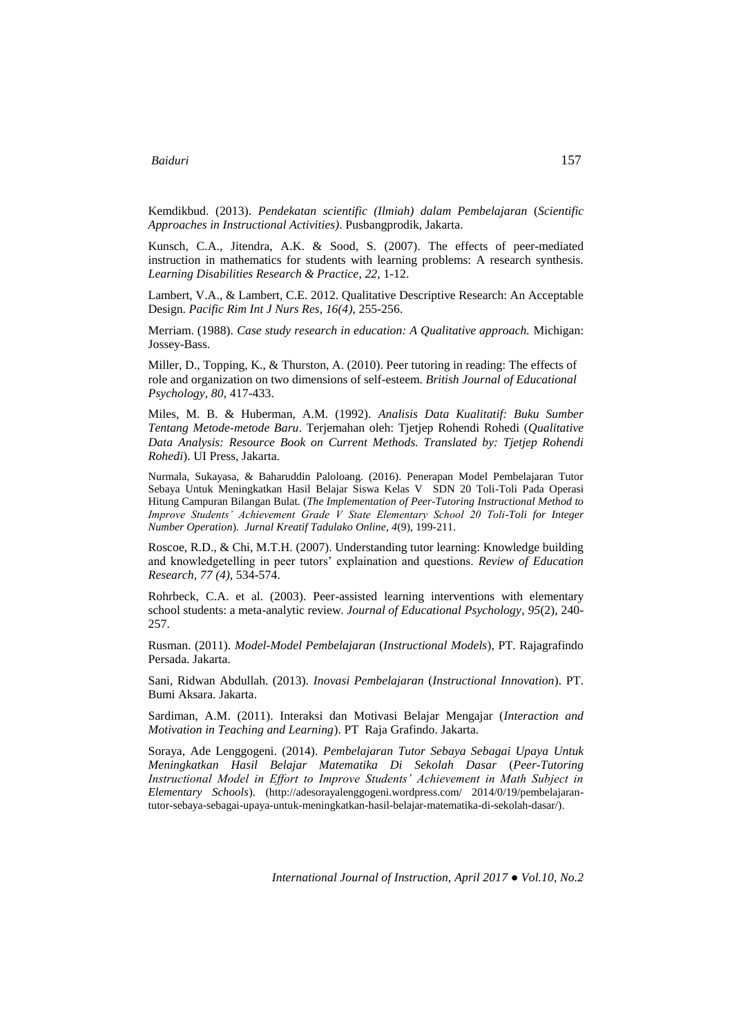Kemdikbud. (2013). *Pendekatan scientific (Ilmiah) dalam Pembelajaran* (*Scientific Approaches in Instructional Activities)*. Pusbangprodik, Jakarta.

Kunsch, C.A., Jitendra, A.K. & Sood, S. (2007). The effects of peer-mediated instruction in mathematics for students with learning problems: A research synthesis. *Learning Disabilities Research & Practice*, *22*, 1-12.

Lambert, V.A., & Lambert, C.E. 2012. Qualitative Descriptive Research: An Acceptable Design. *Pacific Rim Int J Nurs Res, 16(4)*, 255-256.

Merriam. (1988). *Case study research in education: A Qualitative approach.* Michigan: Jossey-Bass.

Miller, D., Topping, K., & Thurston, A. (2010). Peer tutoring in reading: The effects of role and organization on two dimensions of self-esteem. *British Journal of Educational Psychology*, *80*, 417-433.

Miles, M. B. & Huberman, A.M. (1992). *Analisis Data Kualitatif: Buku Sumber Tentang Metode-metode Baru*. Terjemahan oleh: Tjetjep Rohendi Rohedi (*Qualitative Data Analysis: Resource Book on Current Methods. Translated by: Tjetjep Rohendi Rohedi*). UI Press, Jakarta.

Nurmala, Sukayasa, & Baharuddin Paloloang. (2016). Penerapan Model Pembelajaran Tutor Sebaya Untuk Meningkatkan Hasil Belajar Siswa Kelas V SDN 20 Toli-Toli Pada Operasi Hitung Campuran Bilangan Bulat. (*The Implementation of Peer-Tutoring Instructional Method to Improve Students' Achievement Grade V State Elementary School 20 Toli-Toli for Integer Number Operation*). *Jurnal Kreatif Tadulako Online*, *4*(9), 199-211.

Roscoe, R.D., & Chi, M.T.H. (2007). Understanding tutor learning: Knowledge building and knowledgetelling in peer tutors' explaination and questions. *Review of Education Research*, *77 (4)*, 534-574.

Rohrbeck, C.A. et al. (2003). Peer-assisted learning interventions with elementary school students: a meta-analytic review. *Journal of Educational Psychology*, *95*(2), 240-257.

Rusman. (2011). *Model-Model Pembelajaran* (*Instructional Models*), PT. Rajagrafindo Persada. Jakarta.

Sani, Ridwan Abdullah. (2013). *Inovasi Pembelajaran* (*Instructional Innovation*). PT. Bumi Aksara. Jakarta.

Sardiman, A.M. (2011). Interaksi dan Motivasi Belajar Mengajar (*Interaction and Motivation in Teaching and Learning*). PT Raja Grafindo. Jakarta.

Soraya, Ade Lenggogeni. (2014). *Pembelajaran Tutor Sebaya Sebagai Upaya Untuk Meningkatkan Hasil Belajar Matematika Di Sekolah Dasar* (*Peer-Tutoring Instructional Model in Effort to Improve Students' Achievement in Math Subject in Elementary Schools*). (http://adesorayalenggogeni.wordpress.com/ 2014/0/19/pembelajaran-tutor-sebaya-sebagai-upaya-untuk-meningkatkan-hasil-belajar-matematika-di-sekolah-dasar/).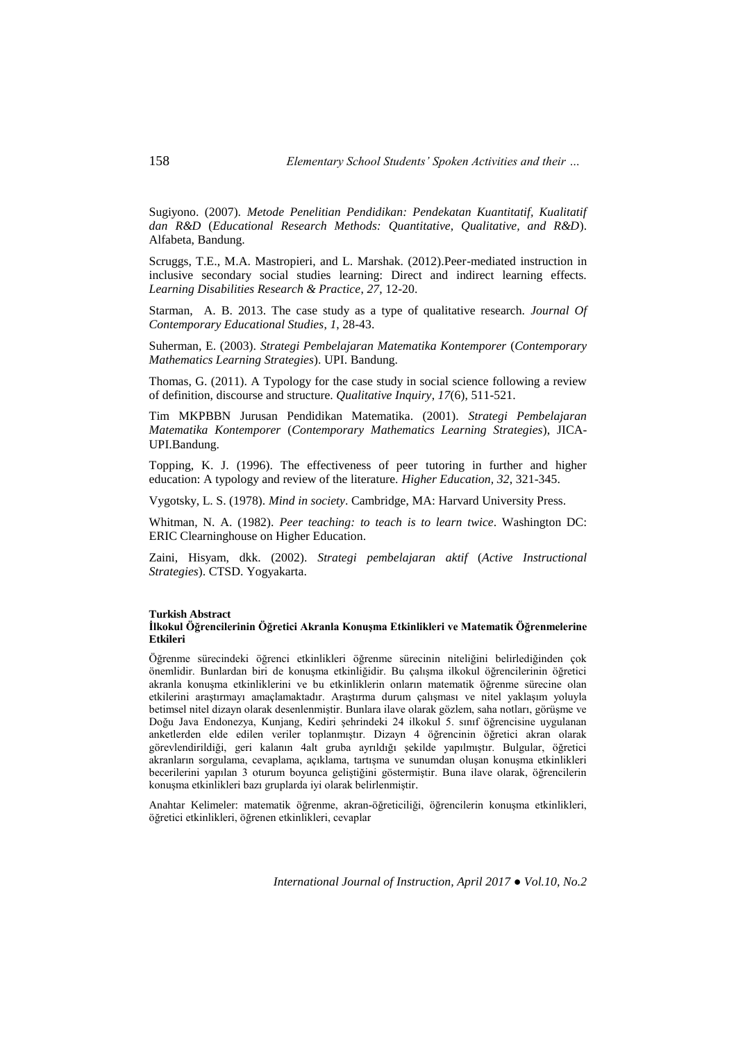Sugiyono. (2007). *Metode Penelitian Pendidikan: Pendekatan Kuantitatif, Kualitatif dan R&D* (*Educational Research Methods: Quantitative, Qualitative, and R&D*). Alfabeta, Bandung.

Scruggs, T.E., M.A. Mastropieri, and L. Marshak. (2012).Peer-mediated instruction in inclusive secondary social studies learning: Direct and indirect learning effects. *Learning Disabilities Research & Practice*, *27*, 12-20.

Starman, A. B. 2013. The case study as a type of qualitative research. *Journal Of Contemporary Educational Studies*, *1*, 28-43.

Suherman, E. (2003). *Strategi Pembelajaran Matematika Kontemporer* (*Contemporary Mathematics Learning Strategies*). UPI. Bandung.

Thomas, G. (2011). A Typology for the case study in social science following a review of definition, discourse and structure. *Qualitative Inquiry*, *17*(6), 511-521.

Tim MKPBBN Jurusan Pendidikan Matematika. (2001). *Strategi Pembelajaran Matematika Kontemporer* (*Contemporary Mathematics Learning Strategies*), JICA-UPI.Bandung.

Topping, K. J. (1996). The effectiveness of peer tutoring in further and higher education: A typology and review of the literature. *Higher Education, 32*, 321-345.

Vygotsky, L. S. (1978). *Mind in society*. Cambridge, MA: Harvard University Press.

Whitman, N. A. (1982). *Peer teaching: to teach is to learn twice*. Washington DC: ERIC Clearninghouse on Higher Education.

Zaini, Hisyam, dkk. (2002). *Strategi pembelajaran aktif* (*Active Instructional Strategies*). CTSD. Yogyakarta.

**Turkish Abstract**

**İlkokul Öğrencilerinin Öğretici Akranla Konuşma Etkinlikleri ve Matematik Öğrenmelerine Etkileri**

Öğrenme sürecindeki öğrenci etkinlikleri öğrenme sürecinin niteliğini belirlediğinden çok önemlidir. Bunlardan biri de konuşma etkinliğidir. Bu çalışma ilkokul öğrencilerinin öğretici akranla konuşma etkinliklerini ve bu etkinliklerin onların matematik öğrenme sürecine olan etkilerini araştırmayı amaçlamaktadır. Araştırma durum çalışması ve nitel yaklaşım yoluyla betimsel nitel dizayn olarak desenlenmiştir. Bunlara ilave olarak gözlem, saha notları, görüşme ve Doğu Java Endonezya, Kunjang, Kediri şehrindeki 24 ilkokul 5. sınıf öğrencisine uygulanan anketlerden elde edilen veriler toplanmıştır. Dizayn 4 öğrencinin öğretici akran olarak görevlendirildiği, geri kalanın 4alt gruba ayrıldığı şekilde yapılmıştır. Bulgular, öğretici akranların sorgulama, cevaplama, açıklama, tartışma ve sunumdan oluşan konuşma etkinlikleri becerilerini yapılan 3 oturum boyunca geliştiğini göstermiştir. Buna ilave olarak, öğrencilerin konuşma etkinlikleri bazı gruplarda iyi olarak belirlenmiştir.

Anahtar Kelimeler: matematik öğrenme, akran-öğreticiliği, öğrencilerin konuşma etkinlikleri, öğretici etkinlikleri, öğrenen etkinlikleri, cevaplar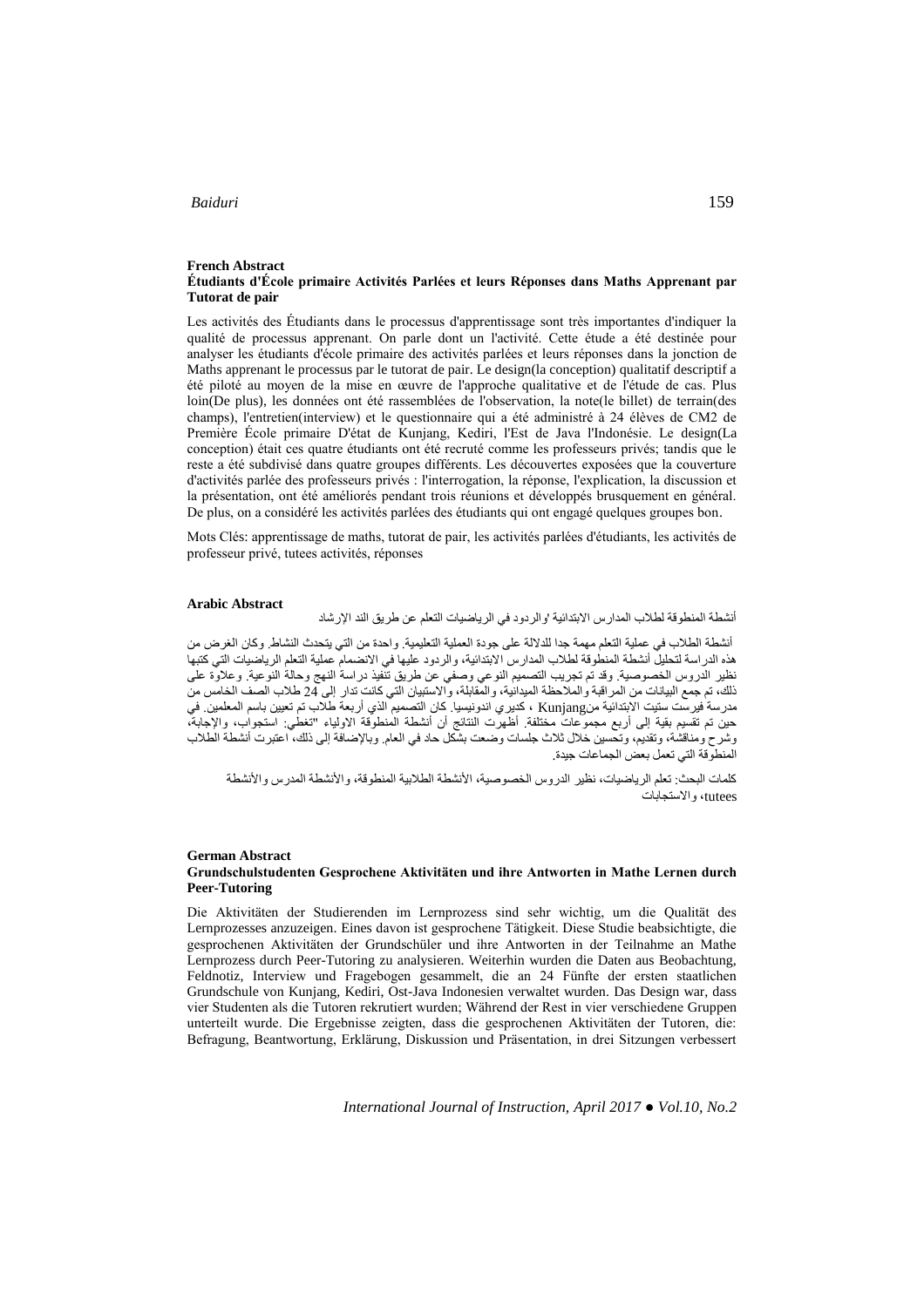## French Abstract

### Étudiants d'École primaire Activités Parlées et leurs Réponses dans Maths Apprenant par Tutorat de pair

Les activités des Étudiants dans le processus d'apprentissage sont très importantes d'indiquer la qualité de processus apprenant. On parle dont un l'activité. Cette étude a été destinée pour analyser les étudiants d'école primaire des activités parlées et leurs réponses dans la jonction de Maths apprenant le processus par le tutorat de pair. Le design(la conception) qualitatif descriptif a été piloté au moyen de la mise en œuvre de l'approche qualitative et de l'étude de cas. Plus loin(De plus), les données ont été rassemblées de l'observation, la note(le billet) de terrain(des champs), l'entretien(interview) et le questionnaire qui a été administré à 24 élèves de CM2 de Première École primaire D'état de Kunjang, Kediri, l'Est de Java l'Indonésie. Le design(La conception) était ces quatre étudiants ont été recruté comme les professeurs privés; tandis que le reste a été subdivisé dans quatre groupes différents. Les découvertes exposées que la couverture d'activités parlée des professeurs privés : l'interrogation, la réponse, l'explication, la discussion et la présentation, ont été améliorés pendant trois réunions et développés brusquement en général. De plus, on a considéré les activités parlées des étudiants qui ont engagé quelques groupes bon.

Mots Clés: apprentissage de maths, tutorat de pair, les activités parlées d'étudiants, les activités de professeur privé, tutees activités, réponses

## Arabic Abstract

أنشطة المنطوقة لطلاب المدارس الابتدائية والردود في الرياضيات التعلم عن طريق الند الإرشاد

أنشطة الطلاب في عملية التعلم مهمة جدا للدلالة على جودة العملية التعليمية. واحدة من التي يتحدث النشاط. وكان الغرض من هذه الدراسة لتحليل أنشطة المنطوقة لطلاب المدارس الابتدائية، والردود عليها في الانضمام عملية التعلم الرياضيات التي كتبها نظير الدروس الخصوصية. وقد تم تجريب التصميم النوعي وصفي عن طريق تنفيذ دراسة النهج وحالة النوعية. وعلاوة على ذلك، تم جمع البيانات من المراقبة والملاحظة الميدانية، والمقابلة، والاستبيان التي كانت تدار إلى 24 طلاب الصف الخامس من مدرسة فيرست ستيت الابتدائية منKunjang ، كديري اندونيسيا. كان التصميم الذي أربعة طلاب تم تعيين باسم المعلمين. في حين تم تقسيم بقية إلى أربع مجموعات مختلفة. أظهرت النتائج أن أنشطة المنطوقة الاولياء "تغطي: استجواب، والإجابة، وشرح ومناقشة، وتقديم، وتحسين خلال ثلاث جلسات وضعت بشكل حاد في العام. وبالإضافة إلى ذلك، اعتبرت أنشطة الطلاب المنطوقة التي تعمل بعض الجماعات جيدة.

كلمات البحث: تعلم الرياضيات، نظير الدروس الخصوصية، الأنشطة الطلابية المنطوقة، والأنشطة المدرس والأنشطة tutees، والاستجابات

## German Abstract

### Grundschulstudenten Gesprochene Aktivitäten und ihre Antworten in Mathe Lernen durch Peer-Tutoring

Die Aktivitäten der Studierenden im Lernprozess sind sehr wichtig, um die Qualität des Lernprozesses anzuzeigen. Eines davon ist gesprochene Tätigkeit. Diese Studie beabsichtigte, die gesprochenen Aktivitäten der Grundschüler und ihre Antworten in der Teilnahme an Mathe Lernprozess durch Peer-Tutoring zu analysieren. Weiterhin wurden die Daten aus Beobachtung, Feldnotiz, Interview und Fragebogen gesammelt, die an 24 Fünfte der ersten staatlichen Grundschule von Kunjang, Kediri, Ost-Java Indonesien verwaltet wurden. Das Design war, dass vier Studenten als die Tutoren rekrutiert wurden; Während der Rest in vier verschiedene Gruppen unterteilt wurde. Die Ergebnisse zeigten, dass die gesprochenen Aktivitäten der Tutoren, die: Befragung, Beantwortung, Erklärung, Diskussion und Präsentation, in drei Sitzungen verbessert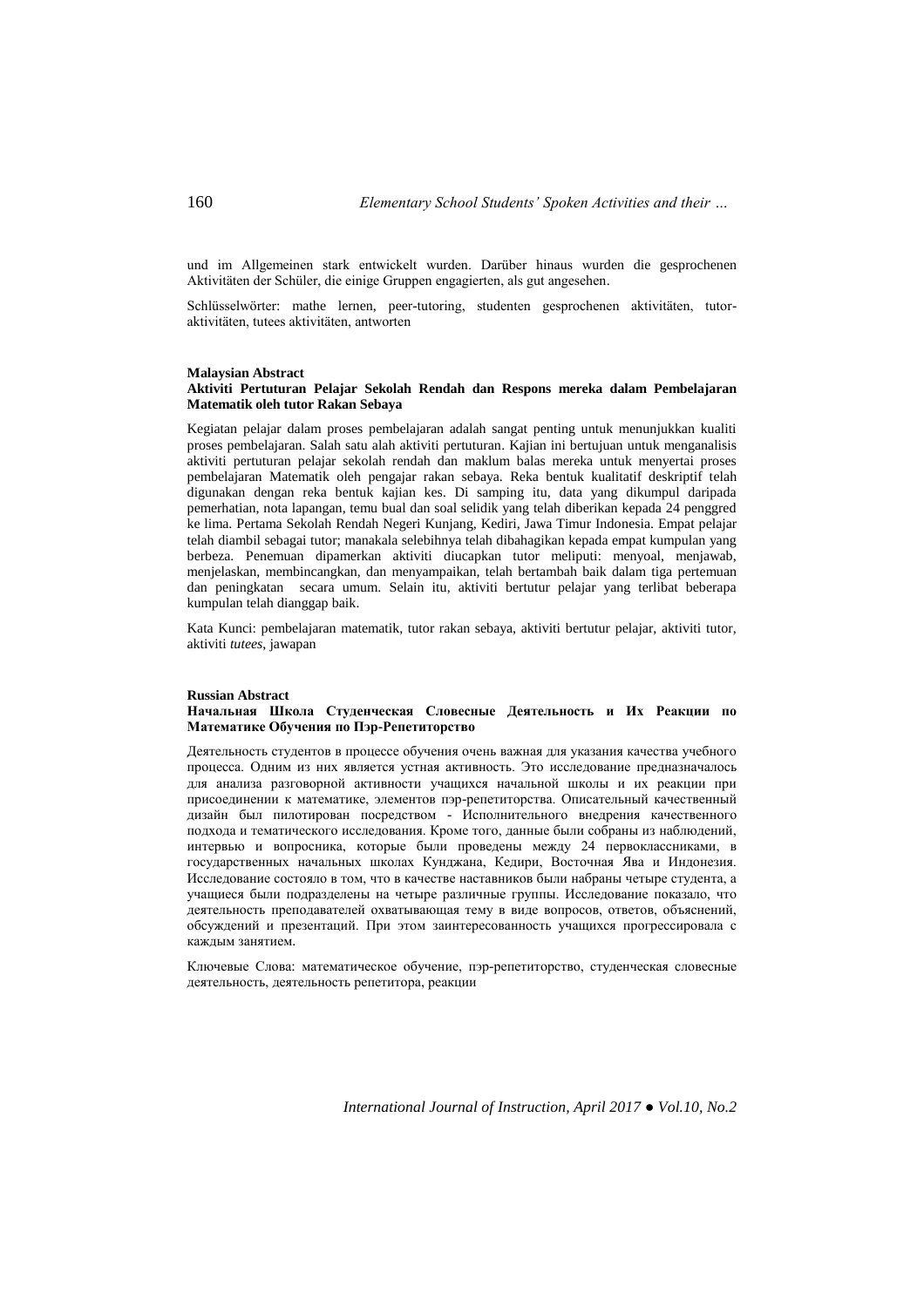und im Allgemeinen stark entwickelt wurden. Darüber hinaus wurden die gesprochenen Aktivitäten der Schüler, die einige Gruppen engagierten, als gut angesehen.

Schlüsselwörter: mathe lernen, peer-tutoring, studenten gesprochenen aktivitäten, tutor-aktivitäten, tutees aktivitäten, antworten

**Malaysian Abstract**

**Aktiviti Pertuturan Pelajar Sekolah Rendah dan Respons mereka dalam Pembelajaran Matematik oleh tutor Rakan Sebaya**

Kegiatan pelajar dalam proses pembelajaran adalah sangat penting untuk menunjukkan kualiti proses pembelajaran. Salah satu alah aktiviti pertuturan. Kajian ini bertujuan untuk menganalisis aktiviti pertuturan pelajar sekolah rendah dan maklum balas mereka untuk menyertai proses pembelajaran Matematik oleh pengajar rakan sebaya. Reka bentuk kualitatif deskriptif telah digunakan dengan reka bentuk kajian kes. Di samping itu, data yang dikumpul daripada pemerhatian, nota lapangan, temu bual dan soal selidik yang telah diberikan kepada 24 penggred ke lima. Pertama Sekolah Rendah Negeri Kunjang, Kediri, Jawa Timur Indonesia. Empat pelajar telah diambil sebagai tutor; manakala selebihnya telah dibahagikan kepada empat kumpulan yang berbeza. Penemuan dipamerkan aktiviti diucapkan tutor meliputi: menyoal, menjawab, menjelaskan, membincangkan, dan menyampaikan, telah bertambah baik dalam tiga pertemuan dan peningkatan secara umum. Selain itu, aktiviti bertutur pelajar yang terlibat beberapa kumpulan telah dianggap baik.

Kata Kunci: pembelajaran matematik, tutor rakan sebaya, aktiviti bertutur pelajar, aktiviti tutor, aktiviti *tutees*, jawapan

**Russian Abstract**

**Начальная Школа Студенческая Словесные Деятельность и Их Реакции по Математике Обучения по Пэр-Репетиторство**

Деятельность студентов в процессе обучения очень важная для указания качества учебного процесса. Одним из них является устная активность. Это исследование предназначалось для анализа разговорной активности учащихся начальной школы и их реакции при присоединении к математике, элементов пэр-репетиторства. Описательный качественный дизайн был пилотирован посредством - Исполнительного внедрения качественного подхода и тематического исследования. Кроме того, данные были собраны из наблюдений, интервью и вопросника, которые были проведены между 24 первоклассниками, в государственных начальных школах Кунджана, Кедири, Восточная Ява и Индонезия. Исследование состояло в том, что в качестве наставников были набраны четыре студента, а учащиеся были подразделены на четыре различные группы. Исследование показало, что деятельность преподавателей охватывающая тему в виде вопросов, ответов, объяснений, обсуждений и презентаций. При этом заинтересованность учащихся прогрессировала с каждым занятием.

Ключевые Слова: математическое обучение, пэр-репетиторство, студенческая словесные деятельность, деятельность репетитора, реакции